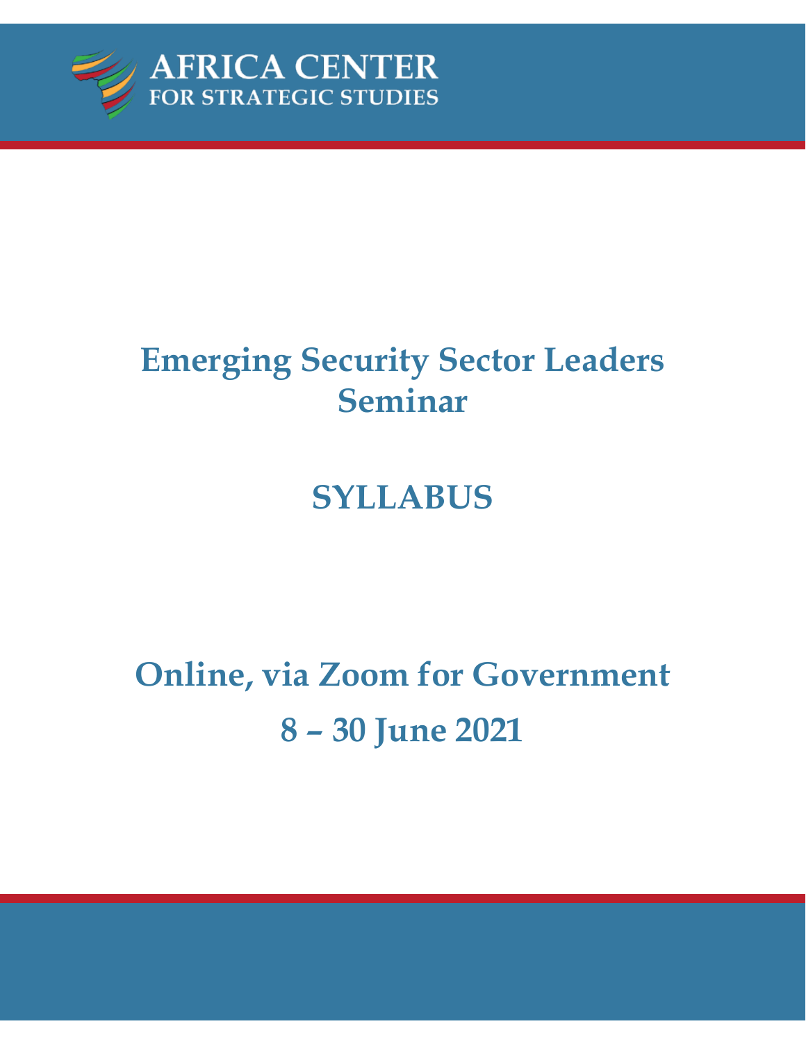AFRICA CENTER
FOR STRATEGIC STUDIES

# Emerging Security Sector Leaders Seminar

# SYLLABUS

## Online, via Zoom for Government

## 8 – 30 June 2021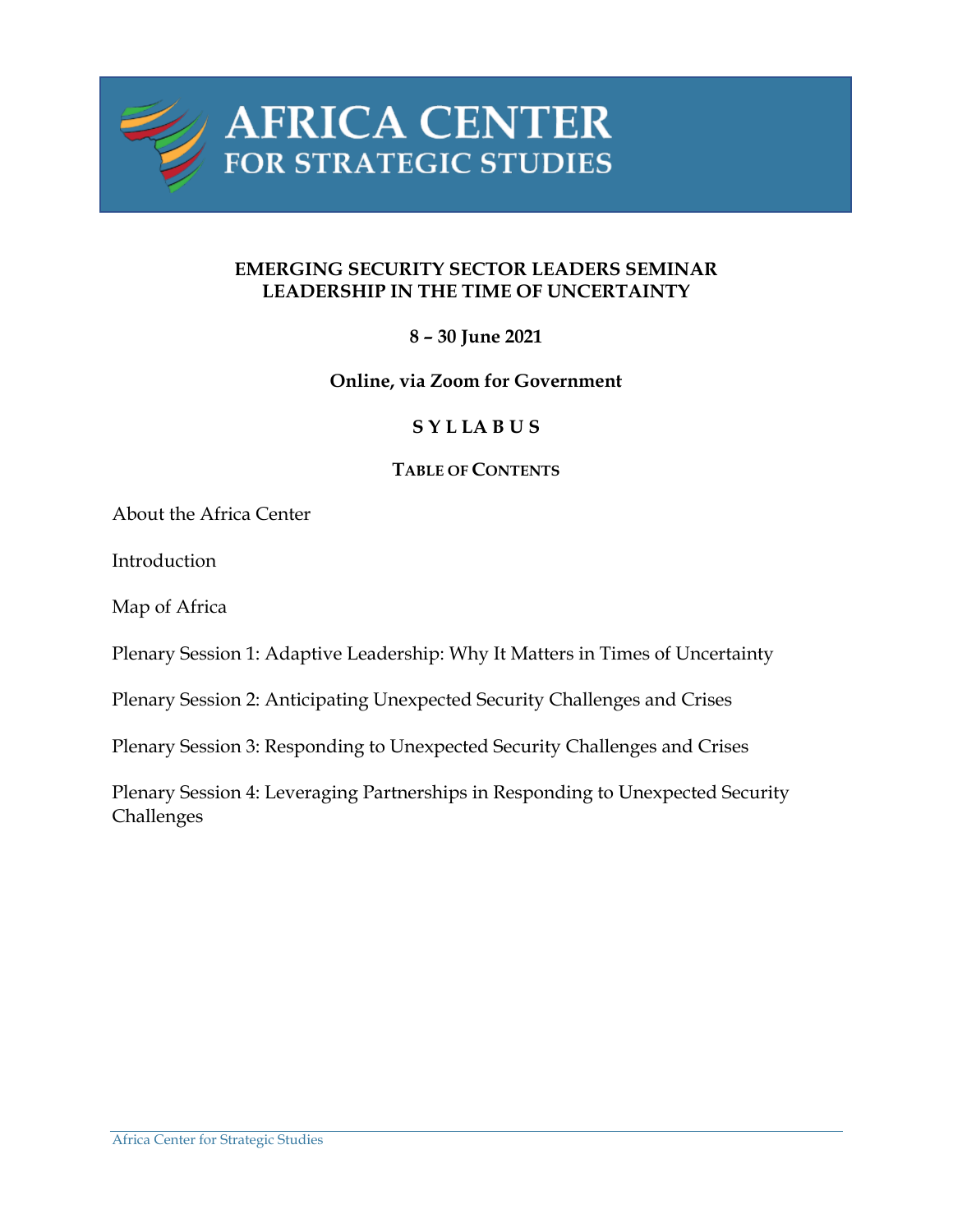# AFRICA CENTER FOR STRATEGIC STUDIES

**EMERGING SECURITY SECTOR LEADERS SEMINAR**
**LEADERSHIP IN THE TIME OF UNCERTAINTY**

**8 – 30 June 2021**

**Online, via Zoom for Government**

**SYLLABUS**

**TABLE OF CONTENTS**

About the Africa Center

Introduction

Map of Africa

Plenary Session 1: Adaptive Leadership: Why It Matters in Times of Uncertainty

Plenary Session 2: Anticipating Unexpected Security Challenges and Crises

Plenary Session 3: Responding to Unexpected Security Challenges and Crises

Plenary Session 4: Leveraging Partnerships in Responding to Unexpected Security Challenges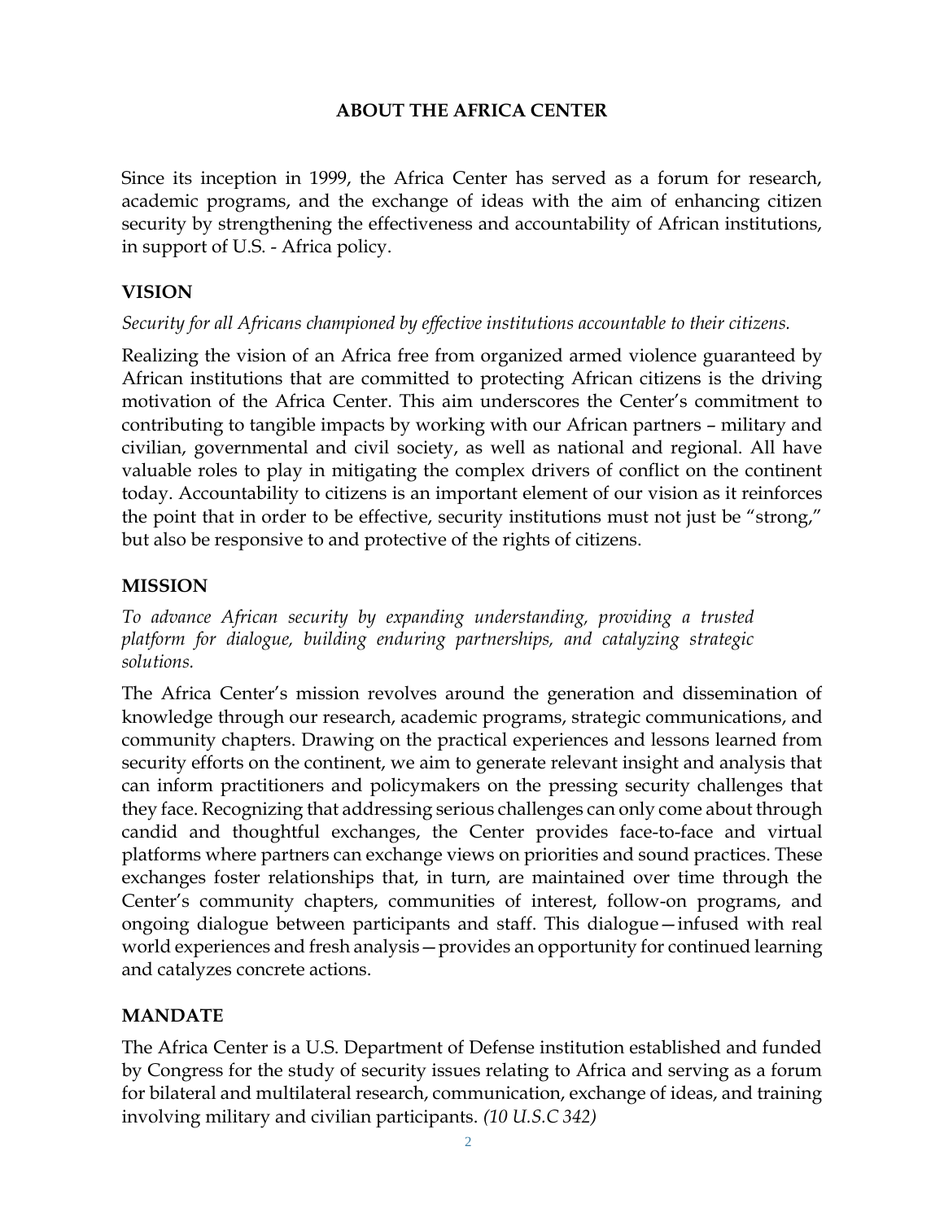# ABOUT THE AFRICA CENTER

Since its inception in 1999, the Africa Center has served as a forum for research, academic programs, and the exchange of ideas with the aim of enhancing citizen security by strengthening the effectiveness and accountability of African institutions, in support of U.S. - Africa policy.

## VISION

*Security for all Africans championed by effective institutions accountable to their citizens.*

Realizing the vision of an Africa free from organized armed violence guaranteed by African institutions that are committed to protecting African citizens is the driving motivation of the Africa Center. This aim underscores the Center's commitment to contributing to tangible impacts by working with our African partners – military and civilian, governmental and civil society, as well as national and regional. All have valuable roles to play in mitigating the complex drivers of conflict on the continent today. Accountability to citizens is an important element of our vision as it reinforces the point that in order to be effective, security institutions must not just be "strong," but also be responsive to and protective of the rights of citizens.

## MISSION

*To advance African security by expanding understanding, providing a trusted platform for dialogue, building enduring partnerships, and catalyzing strategic solutions.*

The Africa Center's mission revolves around the generation and dissemination of knowledge through our research, academic programs, strategic communications, and community chapters. Drawing on the practical experiences and lessons learned from security efforts on the continent, we aim to generate relevant insight and analysis that can inform practitioners and policymakers on the pressing security challenges that they face. Recognizing that addressing serious challenges can only come about through candid and thoughtful exchanges, the Center provides face-to-face and virtual platforms where partners can exchange views on priorities and sound practices. These exchanges foster relationships that, in turn, are maintained over time through the Center's community chapters, communities of interest, follow-on programs, and ongoing dialogue between participants and staff. This dialogue—infused with real world experiences and fresh analysis—provides an opportunity for continued learning and catalyzes concrete actions.

## MANDATE

The Africa Center is a U.S. Department of Defense institution established and funded by Congress for the study of security issues relating to Africa and serving as a forum for bilateral and multilateral research, communication, exchange of ideas, and training involving military and civilian participants. *(10 U.S.C 342)*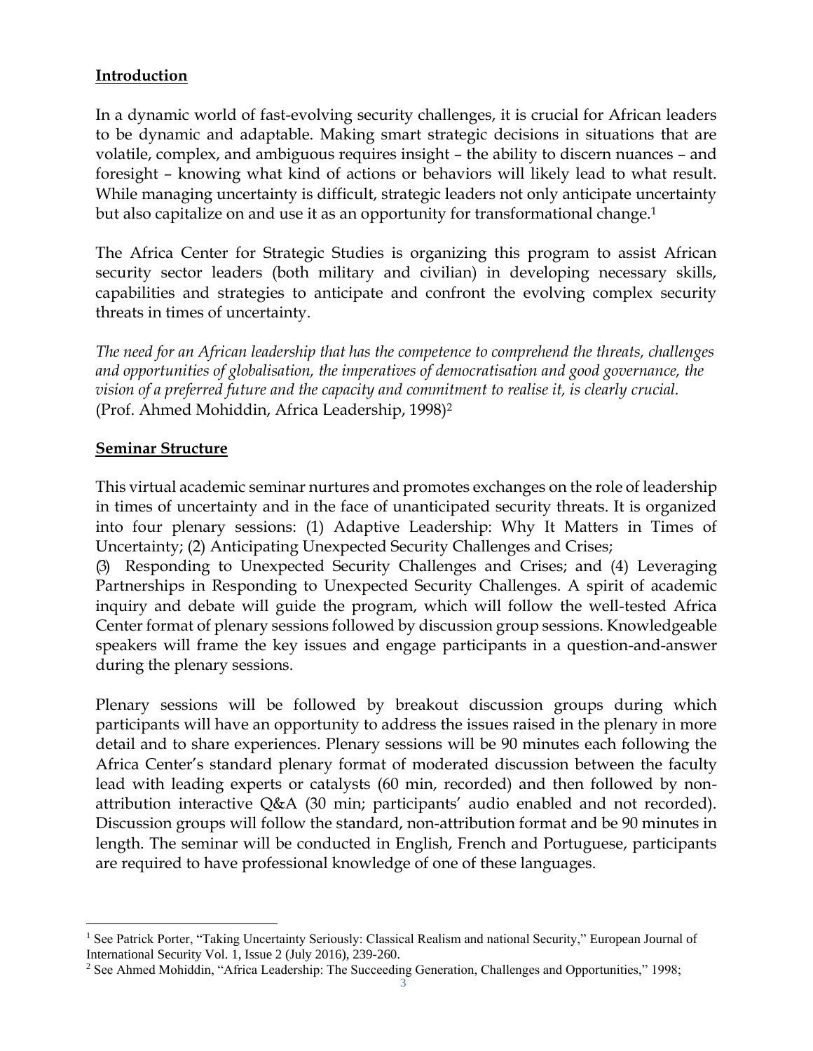## Introduction

In a dynamic world of fast-evolving security challenges, it is crucial for African leaders to be dynamic and adaptable. Making smart strategic decisions in situations that are volatile, complex, and ambiguous requires insight – the ability to discern nuances – and foresight – knowing what kind of actions or behaviors will likely lead to what result. While managing uncertainty is difficult, strategic leaders not only anticipate uncertainty but also capitalize on and use it as an opportunity for transformational change.[1]

The Africa Center for Strategic Studies is organizing this program to assist African security sector leaders (both military and civilian) in developing necessary skills, capabilities and strategies to anticipate and confront the evolving complex security threats in times of uncertainty.

*The need for an African leadership that has the competence to comprehend the threats, challenges and opportunities of globalisation, the imperatives of democratisation and good governance, the vision of a preferred future and the capacity and commitment to realise it, is clearly crucial.* (Prof. Ahmed Mohiddin, Africa Leadership, 1998)[2]

## Seminar Structure

This virtual academic seminar nurtures and promotes exchanges on the role of leadership in times of uncertainty and in the face of unanticipated security threats. It is organized into four plenary sessions: (1) Adaptive Leadership: Why It Matters in Times of Uncertainty; (2) Anticipating Unexpected Security Challenges and Crises; (3) Responding to Unexpected Security Challenges and Crises; and (4) Leveraging Partnerships in Responding to Unexpected Security Challenges. A spirit of academic inquiry and debate will guide the program, which will follow the well-tested Africa Center format of plenary sessions followed by discussion group sessions. Knowledgeable speakers will frame the key issues and engage participants in a question-and-answer during the plenary sessions.

Plenary sessions will be followed by breakout discussion groups during which participants will have an opportunity to address the issues raised in the plenary in more detail and to share experiences. Plenary sessions will be 90 minutes each following the Africa Center's standard plenary format of moderated discussion between the faculty lead with leading experts or catalysts (60 min, recorded) and then followed by non-attribution interactive Q&A (30 min; participants' audio enabled and not recorded). Discussion groups will follow the standard, non-attribution format and be 90 minutes in length. The seminar will be conducted in English, French and Portuguese, participants are required to have professional knowledge of one of these languages.

---

[1] See Patrick Porter, "Taking Uncertainty Seriously: Classical Realism and national Security," European Journal of International Security Vol. 1, Issue 2 (July 2016), 239-260.

[2] See Ahmed Mohiddin, "Africa Leadership: The Succeeding Generation, Challenges and Opportunities," 1998;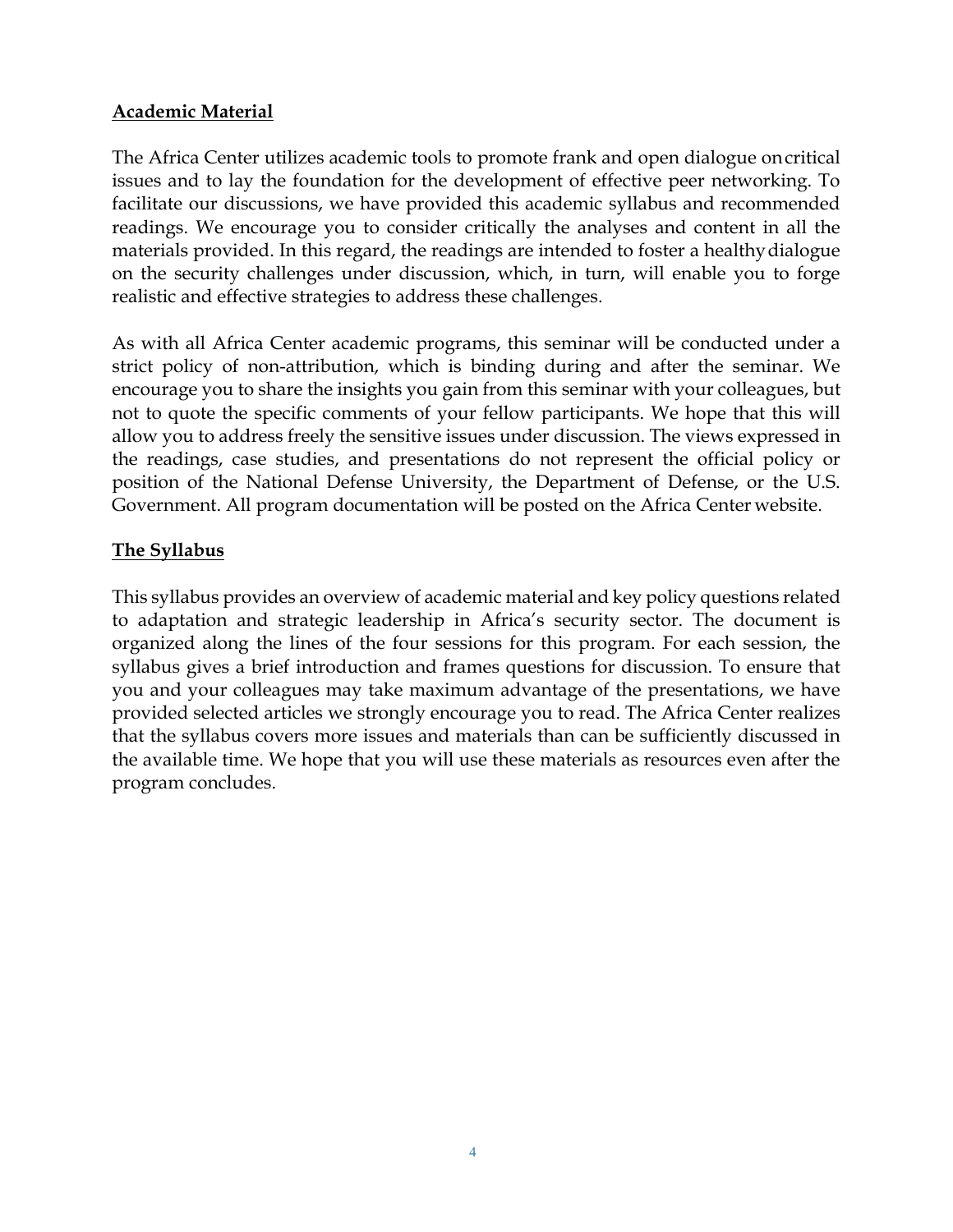## Academic Material

The Africa Center utilizes academic tools to promote frank and open dialogue on critical issues and to lay the foundation for the development of effective peer networking. To facilitate our discussions, we have provided this academic syllabus and recommended readings. We encourage you to consider critically the analyses and content in all the materials provided. In this regard, the readings are intended to foster a healthy dialogue on the security challenges under discussion, which, in turn, will enable you to forge realistic and effective strategies to address these challenges.

As with all Africa Center academic programs, this seminar will be conducted under a strict policy of non-attribution, which is binding during and after the seminar. We encourage you to share the insights you gain from this seminar with your colleagues, but not to quote the specific comments of your fellow participants. We hope that this will allow you to address freely the sensitive issues under discussion. The views expressed in the readings, case studies, and presentations do not represent the official policy or position of the National Defense University, the Department of Defense, or the U.S. Government. All program documentation will be posted on the Africa Center website.

## The Syllabus

This syllabus provides an overview of academic material and key policy questions related to adaptation and strategic leadership in Africa's security sector. The document is organized along the lines of the four sessions for this program. For each session, the syllabus gives a brief introduction and frames questions for discussion. To ensure that you and your colleagues may take maximum advantage of the presentations, we have provided selected articles we strongly encourage you to read. The Africa Center realizes that the syllabus covers more issues and materials than can be sufficiently discussed in the available time. We hope that you will use these materials as resources even after the program concludes.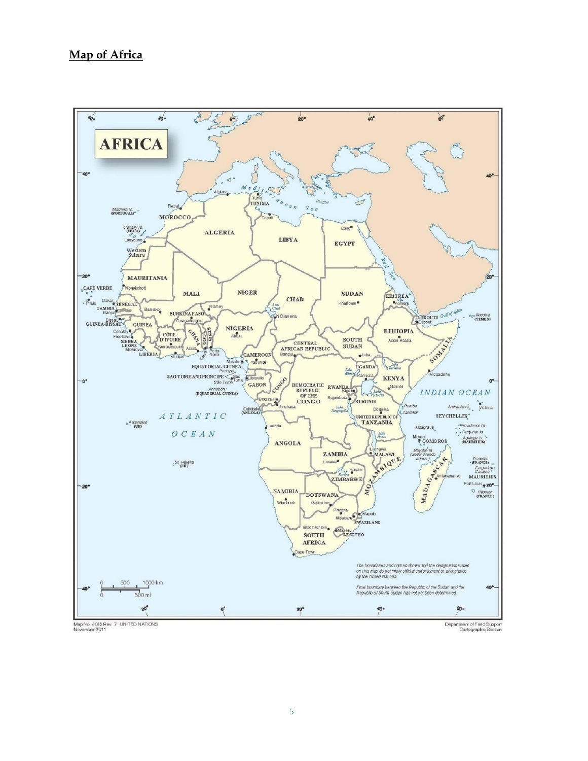**Map of Africa**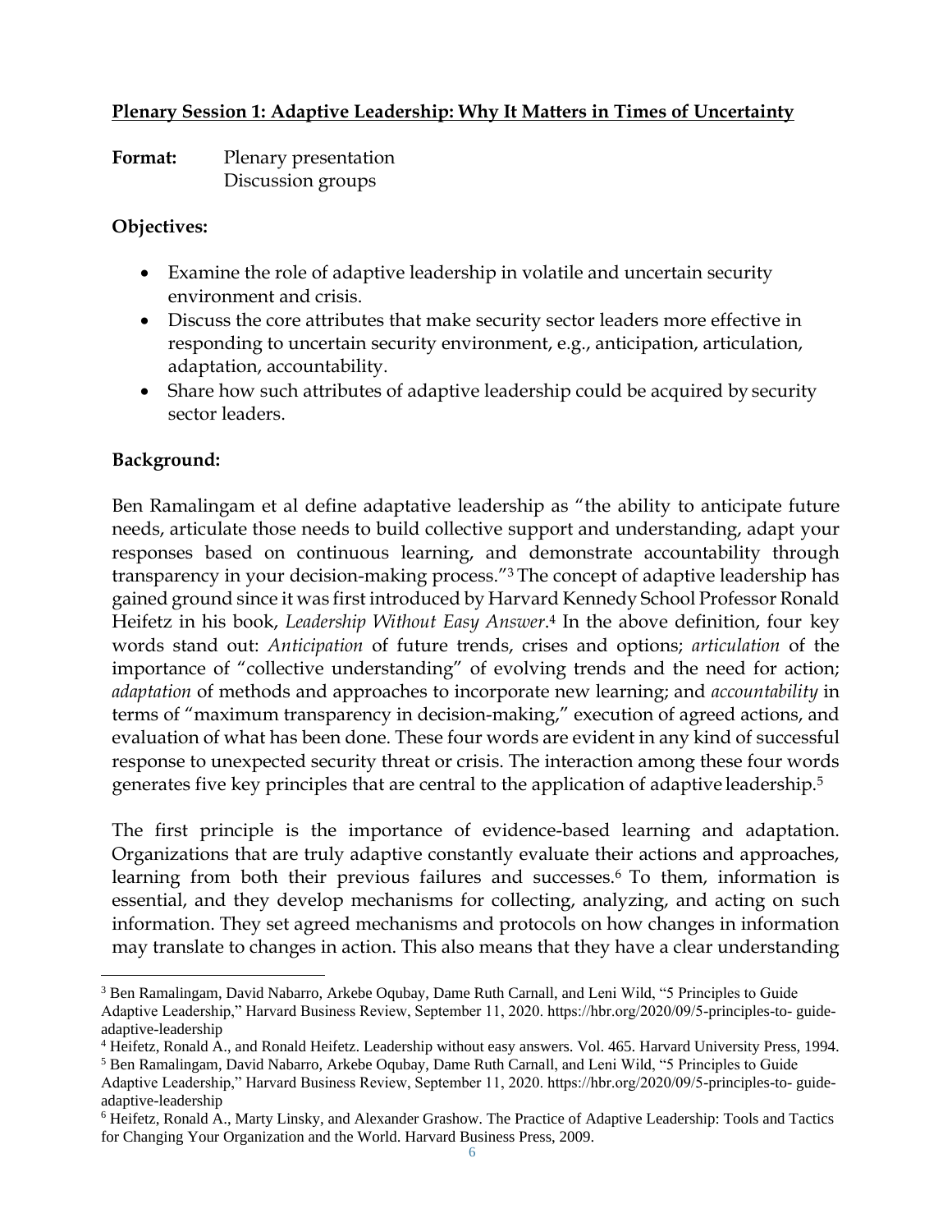**Plenary Session 1: Adaptive Leadership: Why It Matters in Times of Uncertainty**

**Format:** Plenary presentation
Discussion groups

**Objectives:**

- Examine the role of adaptive leadership in volatile and uncertain security environment and crisis.
- Discuss the core attributes that make security sector leaders more effective in responding to uncertain security environment, e.g., anticipation, articulation, adaptation, accountability.
- Share how such attributes of adaptive leadership could be acquired by security sector leaders.

**Background:**

Ben Ramalingam et al define adaptative leadership as "the ability to anticipate future needs, articulate those needs to build collective support and understanding, adapt your responses based on continuous learning, and demonstrate accountability through transparency in your decision-making process."[3] The concept of adaptive leadership has gained ground since it was first introduced by Harvard Kennedy School Professor Ronald Heifetz in his book, *Leadership Without Easy Answer*.[4] In the above definition, four key words stand out: *Anticipation* of future trends, crises and options; *articulation* of the importance of "collective understanding" of evolving trends and the need for action; *adaptation* of methods and approaches to incorporate new learning; and *accountability* in terms of "maximum transparency in decision-making," execution of agreed actions, and evaluation of what has been done. These four words are evident in any kind of successful response to unexpected security threat or crisis. The interaction among these four words generates five key principles that are central to the application of adaptive leadership.[5]

The first principle is the importance of evidence-based learning and adaptation. Organizations that are truly adaptive constantly evaluate their actions and approaches, learning from both their previous failures and successes.[6] To them, information is essential, and they develop mechanisms for collecting, analyzing, and acting on such information. They set agreed mechanisms and protocols on how changes in information may translate to changes in action. This also means that they have a clear understanding

---

[3] Ben Ramalingam, David Nabarro, Arkebe Oqubay, Dame Ruth Carnall, and Leni Wild, "5 Principles to Guide Adaptive Leadership," Harvard Business Review, September 11, 2020. https://hbr.org/2020/09/5-principles-to- guide-adaptive-leadership

[4] Heifetz, Ronald A., and Ronald Heifetz. Leadership without easy answers. Vol. 465. Harvard University Press, 1994.

[5] Ben Ramalingam, David Nabarro, Arkebe Oqubay, Dame Ruth Carnall, and Leni Wild, "5 Principles to Guide Adaptive Leadership," Harvard Business Review, September 11, 2020. https://hbr.org/2020/09/5-principles-to- guide-adaptive-leadership

[6] Heifetz, Ronald A., Marty Linsky, and Alexander Grashow. The Practice of Adaptive Leadership: Tools and Tactics for Changing Your Organization and the World. Harvard Business Press, 2009.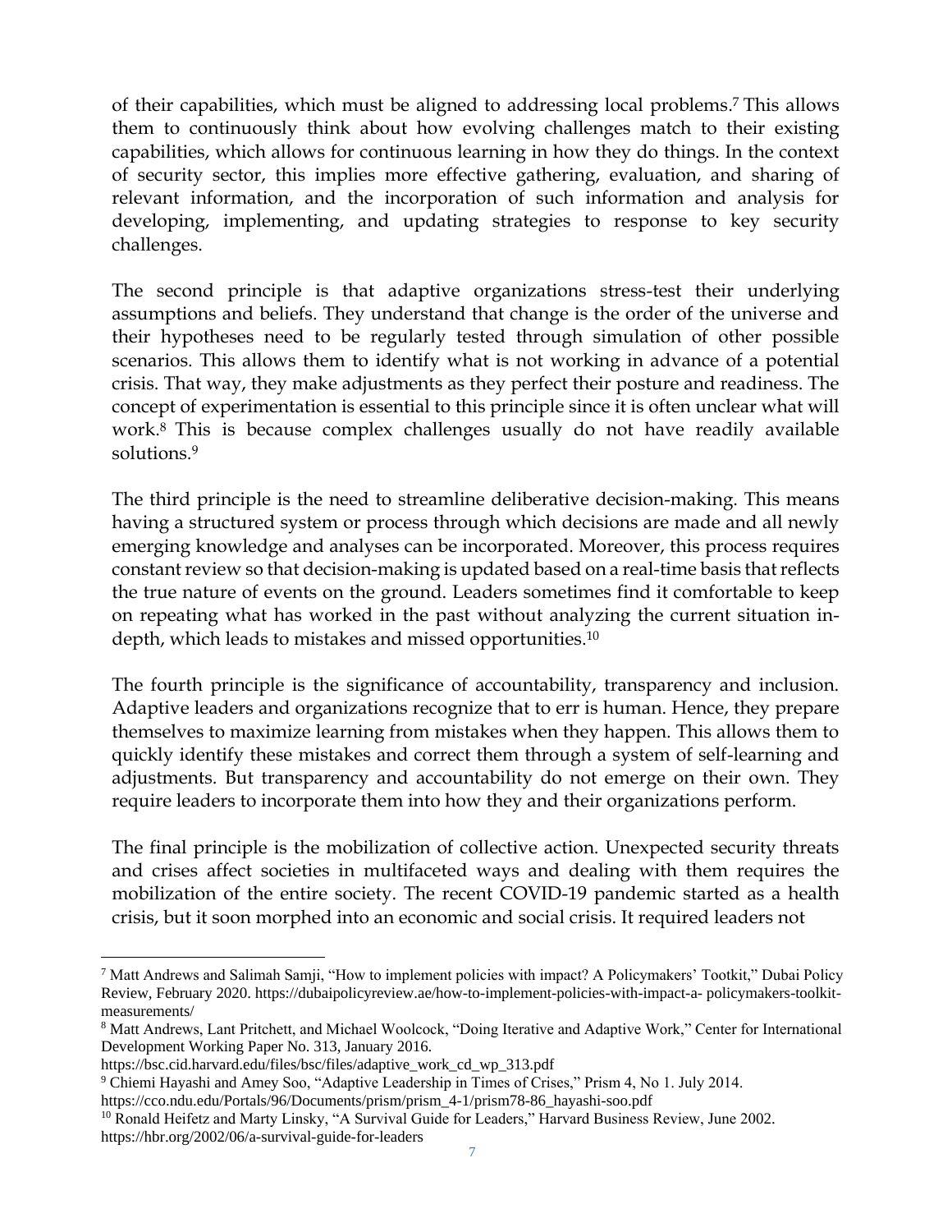of their capabilities, which must be aligned to addressing local problems.[7] This allows them to continuously think about how evolving challenges match to their existing capabilities, which allows for continuous learning in how they do things. In the context of security sector, this implies more effective gathering, evaluation, and sharing of relevant information, and the incorporation of such information and analysis for developing, implementing, and updating strategies to response to key security challenges.

The second principle is that adaptive organizations stress-test their underlying assumptions and beliefs. They understand that change is the order of the universe and their hypotheses need to be regularly tested through simulation of other possible scenarios. This allows them to identify what is not working in advance of a potential crisis. That way, they make adjustments as they perfect their posture and readiness. The concept of experimentation is essential to this principle since it is often unclear what will work.[8] This is because complex challenges usually do not have readily available solutions.[9]

The third principle is the need to streamline deliberative decision-making. This means having a structured system or process through which decisions are made and all newly emerging knowledge and analyses can be incorporated. Moreover, this process requires constant review so that decision-making is updated based on a real-time basis that reflects the true nature of events on the ground. Leaders sometimes find it comfortable to keep on repeating what has worked in the past without analyzing the current situation in-depth, which leads to mistakes and missed opportunities.[10]

The fourth principle is the significance of accountability, transparency and inclusion. Adaptive leaders and organizations recognize that to err is human. Hence, they prepare themselves to maximize learning from mistakes when they happen. This allows them to quickly identify these mistakes and correct them through a system of self-learning and adjustments. But transparency and accountability do not emerge on their own. They require leaders to incorporate them into how they and their organizations perform.

The final principle is the mobilization of collective action. Unexpected security threats and crises affect societies in multifaceted ways and dealing with them requires the mobilization of the entire society. The recent COVID-19 pandemic started as a health crisis, but it soon morphed into an economic and social crisis. It required leaders not

---

[7] Matt Andrews and Salimah Samji, "How to implement policies with impact? A Policymakers' Tootkit," Dubai Policy Review, February 2020. https://dubaipolicyreview.ae/how-to-implement-policies-with-impact-a- policymakers-toolkit-measurements/

[8] Matt Andrews, Lant Pritchett, and Michael Woolcock, "Doing Iterative and Adaptive Work," Center for International Development Working Paper No. 313, January 2016. https://bsc.cid.harvard.edu/files/bsc/files/adaptive_work_cd_wp_313.pdf

[9] Chiemi Hayashi and Amey Soo, "Adaptive Leadership in Times of Crises," Prism 4, No 1. July 2014. https://cco.ndu.edu/Portals/96/Documents/prism/prism_4-1/prism78-86_hayashi-soo.pdf

[10] Ronald Heifetz and Marty Linsky, "A Survival Guide for Leaders," Harvard Business Review, June 2002. https://hbr.org/2002/06/a-survival-guide-for-leaders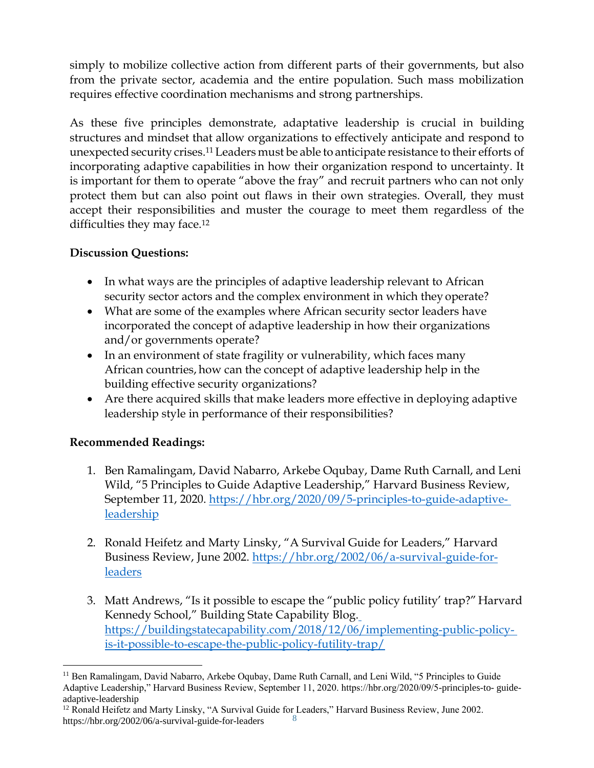simply to mobilize collective action from different parts of their governments, but also from the private sector, academia and the entire population. Such mass mobilization requires effective coordination mechanisms and strong partnerships.

As these five principles demonstrate, adaptative leadership is crucial in building structures and mindset that allow organizations to effectively anticipate and respond to unexpected security crises.[11] Leaders must be able to anticipate resistance to their efforts of incorporating adaptive capabilities in how their organization respond to uncertainty. It is important for them to operate "above the fray" and recruit partners who can not only protect them but can also point out flaws in their own strategies. Overall, they must accept their responsibilities and muster the courage to meet them regardless of the difficulties they may face.[12]

**Discussion Questions:**

- In what ways are the principles of adaptive leadership relevant to African security sector actors and the complex environment in which they operate?
- What are some of the examples where African security sector leaders have incorporated the concept of adaptive leadership in how their organizations and/or governments operate?
- In an environment of state fragility or vulnerability, which faces many African countries, how can the concept of adaptive leadership help in the building effective security organizations?
- Are there acquired skills that make leaders more effective in deploying adaptive leadership style in performance of their responsibilities?

**Recommended Readings:**

1. Ben Ramalingam, David Nabarro, Arkebe Oqubay, Dame Ruth Carnall, and Leni Wild, "5 Principles to Guide Adaptive Leadership," Harvard Business Review, September 11, 2020. https://hbr.org/2020/09/5-principles-to-guide-adaptive-leadership

2. Ronald Heifetz and Marty Linsky, "A Survival Guide for Leaders," Harvard Business Review, June 2002. https://hbr.org/2002/06/a-survival-guide-for-leaders

3. Matt Andrews, "Is it possible to escape the "public policy futility' trap?" Harvard Kennedy School," Building State Capability Blog. https://buildingstatecapability.com/2018/12/06/implementing-public-policy-is-it-possible-to-escape-the-public-policy-futility-trap/

---

[11] Ben Ramalingam, David Nabarro, Arkebe Oqubay, Dame Ruth Carnall, and Leni Wild, "5 Principles to Guide Adaptive Leadership," Harvard Business Review, September 11, 2020. https://hbr.org/2020/09/5-principles-to- guide-adaptive-leadership

[12] Ronald Heifetz and Marty Linsky, "A Survival Guide for Leaders," Harvard Business Review, June 2002. https://hbr.org/2002/06/a-survival-guide-for-leaders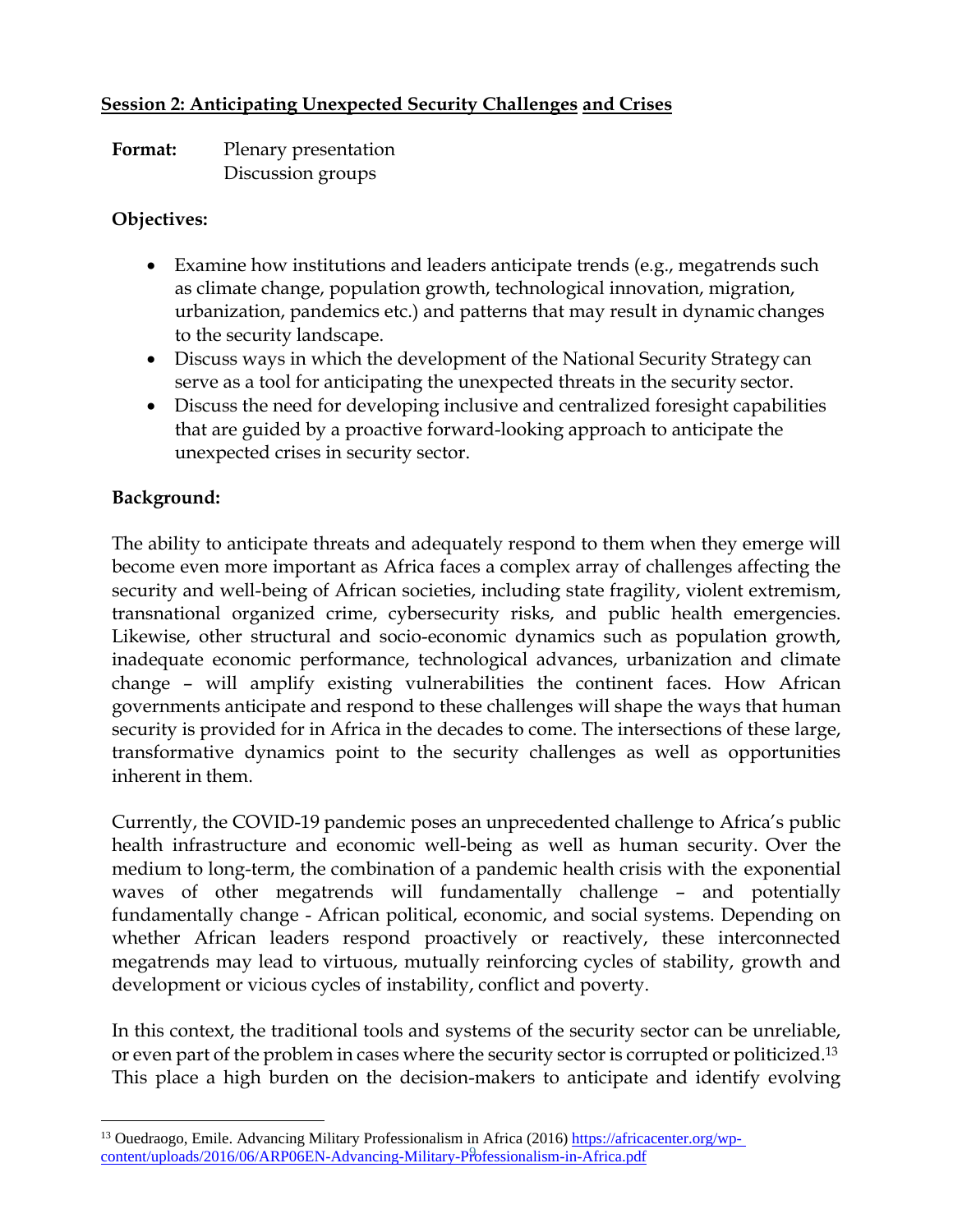## Session 2: Anticipating Unexpected Security Challenges and Crises

**Format:** Plenary presentation
Discussion groups

**Objectives:**

- Examine how institutions and leaders anticipate trends (e.g., megatrends such as climate change, population growth, technological innovation, migration, urbanization, pandemics etc.) and patterns that may result in dynamic changes to the security landscape.
- Discuss ways in which the development of the National Security Strategy can serve as a tool for anticipating the unexpected threats in the security sector.
- Discuss the need for developing inclusive and centralized foresight capabilities that are guided by a proactive forward-looking approach to anticipate the unexpected crises in security sector.

**Background:**

The ability to anticipate threats and adequately respond to them when they emerge will become even more important as Africa faces a complex array of challenges affecting the security and well-being of African societies, including state fragility, violent extremism, transnational organized crime, cybersecurity risks, and public health emergencies. Likewise, other structural and socio-economic dynamics such as population growth, inadequate economic performance, technological advances, urbanization and climate change – will amplify existing vulnerabilities the continent faces. How African governments anticipate and respond to these challenges will shape the ways that human security is provided for in Africa in the decades to come. The intersections of these large, transformative dynamics point to the security challenges as well as opportunities inherent in them.

Currently, the COVID-19 pandemic poses an unprecedented challenge to Africa's public health infrastructure and economic well-being as well as human security. Over the medium to long-term, the combination of a pandemic health crisis with the exponential waves of other megatrends will fundamentally challenge – and potentially fundamentally change - African political, economic, and social systems. Depending on whether African leaders respond proactively or reactively, these interconnected megatrends may lead to virtuous, mutually reinforcing cycles of stability, growth and development or vicious cycles of instability, conflict and poverty.

In this context, the traditional tools and systems of the security sector can be unreliable, or even part of the problem in cases where the security sector is corrupted or politicized.[13] This place a high burden on the decision-makers to anticipate and identify evolving

[13] Ouedraogo, Emile. Advancing Military Professionalism in Africa (2016) https://africacenter.org/wp-content/uploads/2016/06/ARP06EN-Advancing-Military-Professionalism-in-Africa.pdf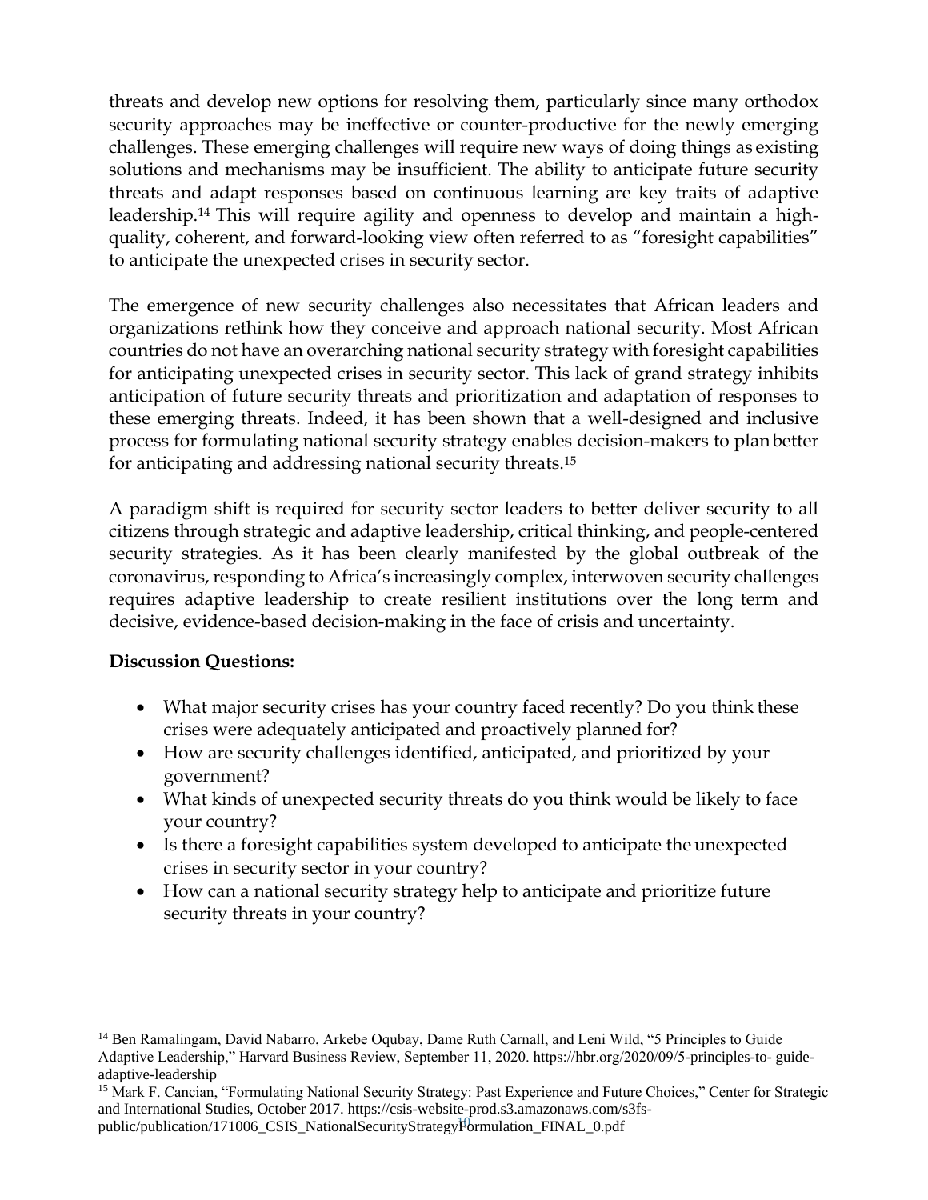threats and develop new options for resolving them, particularly since many orthodox security approaches may be ineffective or counter-productive for the newly emerging challenges. These emerging challenges will require new ways of doing things as existing solutions and mechanisms may be insufficient. The ability to anticipate future security threats and adapt responses based on continuous learning are key traits of adaptive leadership.[14] This will require agility and openness to develop and maintain a high-quality, coherent, and forward-looking view often referred to as "foresight capabilities" to anticipate the unexpected crises in security sector.

The emergence of new security challenges also necessitates that African leaders and organizations rethink how they conceive and approach national security. Most African countries do not have an overarching national security strategy with foresight capabilities for anticipating unexpected crises in security sector. This lack of grand strategy inhibits anticipation of future security threats and prioritization and adaptation of responses to these emerging threats. Indeed, it has been shown that a well-designed and inclusive process for formulating national security strategy enables decision-makers to plan better for anticipating and addressing national security threats.[15]

A paradigm shift is required for security sector leaders to better deliver security to all citizens through strategic and adaptive leadership, critical thinking, and people-centered security strategies. As it has been clearly manifested by the global outbreak of the coronavirus, responding to Africa's increasingly complex, interwoven security challenges requires adaptive leadership to create resilient institutions over the long term and decisive, evidence-based decision-making in the face of crisis and uncertainty.

**Discussion Questions:**

- What major security crises has your country faced recently? Do you think these crises were adequately anticipated and proactively planned for?
- How are security challenges identified, anticipated, and prioritized by your government?
- What kinds of unexpected security threats do you think would be likely to face your country?
- Is there a foresight capabilities system developed to anticipate the unexpected crises in security sector in your country?
- How can a national security strategy help to anticipate and prioritize future security threats in your country?

---

[14] Ben Ramalingam, David Nabarro, Arkebe Oqubay, Dame Ruth Carnall, and Leni Wild, "5 Principles to Guide Adaptive Leadership," Harvard Business Review, September 11, 2020. https://hbr.org/2020/09/5-principles-to- guide-adaptive-leadership

[15] Mark F. Cancian, "Formulating National Security Strategy: Past Experience and Future Choices," Center for Strategic and International Studies, October 2017. https://csis-website-prod.s3.amazonaws.com/s3fs-public/publication/171006_CSIS_NationalSecurityStrategyFormulation_FINAL_0.pdf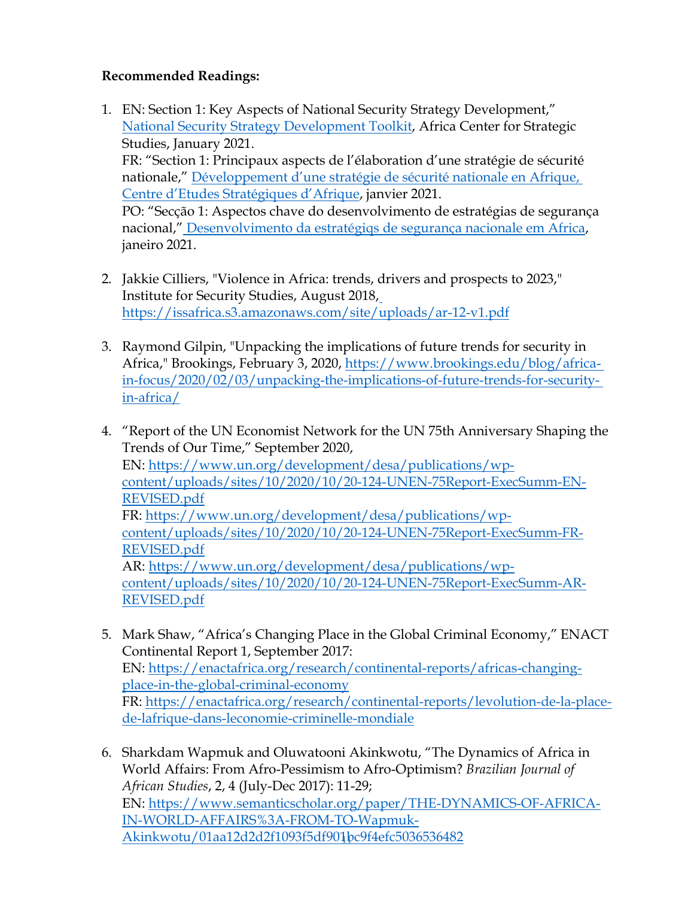**Recommended Readings:**

1. EN: Section 1: Key Aspects of National Security Strategy Development," [National Security Strategy Development Toolkit](), Africa Center for Strategic Studies, January 2021.
   FR: "Section 1: Principaux aspects de l'élaboration d'une stratégie de sécurité nationale," [Développement d'une stratégie de sécurité nationale en Afrique, Centre d'Etudes Stratégiques d'Afrique](), janvier 2021.
   PO: "Secção 1: Aspectos chave do desenvolvimento de estratégias de segurança nacional," [Desenvolvimento da estratégiqs de segurança nacionale em Africa](), janeiro 2021.

2. Jakkie Cilliers, "Violence in Africa: trends, drivers and prospects to 2023," Institute for Security Studies, August 2018, https://issafrica.s3.amazonaws.com/site/uploads/ar-12-v1.pdf

3. Raymond Gilpin, "Unpacking the implications of future trends for security in Africa," Brookings, February 3, 2020, https://www.brookings.edu/blog/africa-in-focus/2020/02/03/unpacking-the-implications-of-future-trends-for-security-in-africa/

4. "Report of the UN Economist Network for the UN 75th Anniversary Shaping the Trends of Our Time," September 2020,
   EN: https://www.un.org/development/desa/publications/wp-content/uploads/sites/10/2020/10/20-124-UNEN-75Report-ExecSumm-EN-REVISED.pdf
   FR: https://www.un.org/development/desa/publications/wp-content/uploads/sites/10/2020/10/20-124-UNEN-75Report-ExecSumm-FR-REVISED.pdf
   AR: https://www.un.org/development/desa/publications/wp-content/uploads/sites/10/2020/10/20-124-UNEN-75Report-ExecSumm-AR-REVISED.pdf

5. Mark Shaw, "Africa's Changing Place in the Global Criminal Economy," ENACT Continental Report 1, September 2017:
   EN: https://enactafrica.org/research/continental-reports/africas-changing-place-in-the-global-criminal-economy
   FR: https://enactafrica.org/research/continental-reports/levolution-de-la-place-de-lafrique-dans-leconomie-criminelle-mondiale

6. Sharkdam Wapmuk and Oluwatooni Akinkwotu, "The Dynamics of Africa in World Affairs: From Afro-Pessimism to Afro-Optimism? *Brazilian Journal of African Studies*, 2, 4 (July-Dec 2017): 11-29;
   EN: https://www.semanticscholar.org/paper/THE-DYNAMICS-OF-AFRICA-IN-WORLD-AFFAIRS%3A-FROM-TO-Wapmuk-Akinkwotu/01aa12d2d2f1093f5df901bc9f4efc5036536482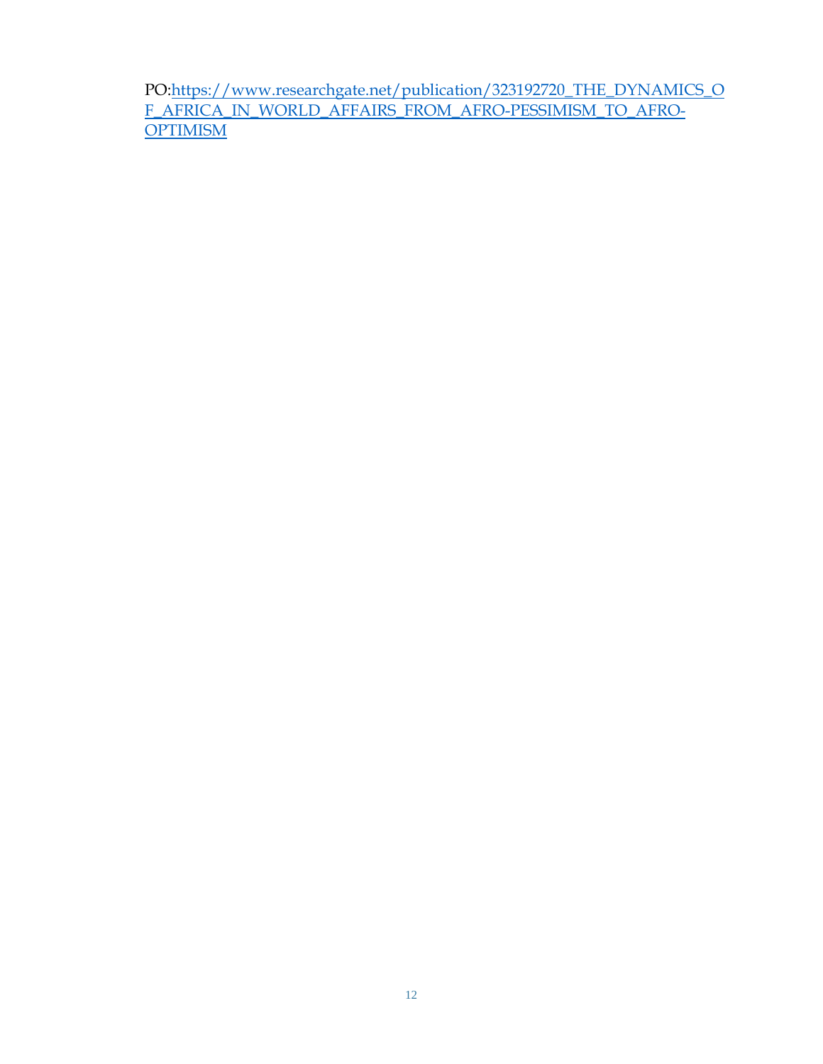PO:https://www.researchgate.net/publication/323192720_THE_DYNAMICS_OF_AFRICA_IN_WORLD_AFFAIRS_FROM_AFRO-PESSIMISM_TO_AFRO-OPTIMISM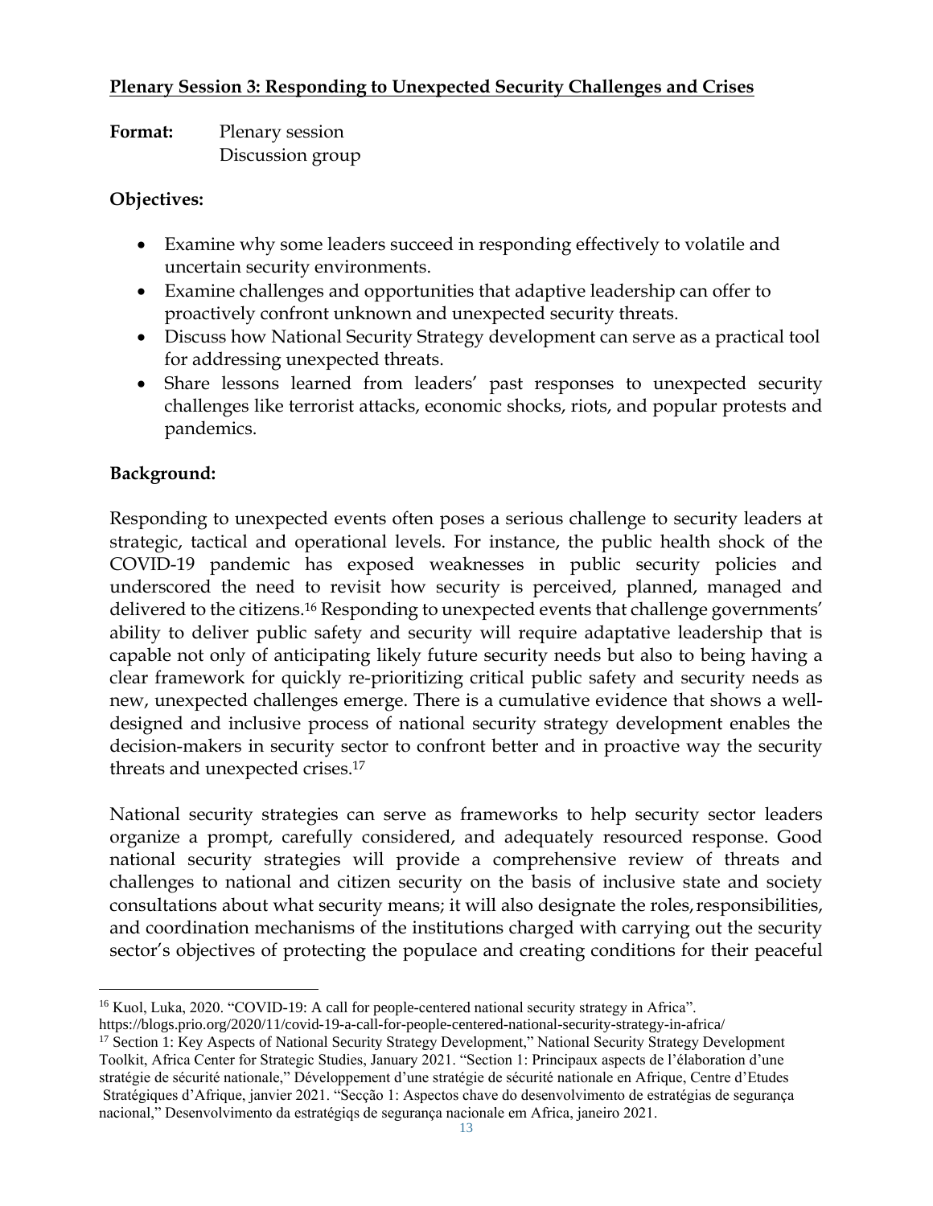**Plenary Session 3: Responding to Unexpected Security Challenges and Crises**

**Format:** Plenary session
Discussion group

**Objectives:**

- Examine why some leaders succeed in responding effectively to volatile and uncertain security environments.
- Examine challenges and opportunities that adaptive leadership can offer to proactively confront unknown and unexpected security threats.
- Discuss how National Security Strategy development can serve as a practical tool for addressing unexpected threats.
- Share lessons learned from leaders' past responses to unexpected security challenges like terrorist attacks, economic shocks, riots, and popular protests and pandemics.

**Background:**

Responding to unexpected events often poses a serious challenge to security leaders at strategic, tactical and operational levels. For instance, the public health shock of the COVID-19 pandemic has exposed weaknesses in public security policies and underscored the need to revisit how security is perceived, planned, managed and delivered to the citizens.[16] Responding to unexpected events that challenge governments' ability to deliver public safety and security will require adaptative leadership that is capable not only of anticipating likely future security needs but also to being having a clear framework for quickly re-prioritizing critical public safety and security needs as new, unexpected challenges emerge. There is a cumulative evidence that shows a well-designed and inclusive process of national security strategy development enables the decision-makers in security sector to confront better and in proactive way the security threats and unexpected crises.[17]

National security strategies can serve as frameworks to help security sector leaders organize a prompt, carefully considered, and adequately resourced response. Good national security strategies will provide a comprehensive review of threats and challenges to national and citizen security on the basis of inclusive state and society consultations about what security means; it will also designate the roles, responsibilities, and coordination mechanisms of the institutions charged with carrying out the security sector's objectives of protecting the populace and creating conditions for their peaceful

---

[16] Kuol, Luka, 2020. "COVID-19: A call for people-centered national security strategy in Africa". https://blogs.prio.org/2020/11/covid-19-a-call-for-people-centered-national-security-strategy-in-africa/

[17] Section 1: Key Aspects of National Security Strategy Development," National Security Strategy Development Toolkit, Africa Center for Strategic Studies, January 2021. "Section 1: Principaux aspects de l'élaboration d'une stratégie de sécurité nationale," Développement d'une stratégie de sécurité nationale en Afrique, Centre d'Etudes Stratégiques d'Afrique, janvier 2021. "Secção 1: Aspectos chave do desenvolvimento de estratégias de segurança nacional," Desenvolvimento da estratégiqs de segurança nacionale em Africa, janeiro 2021.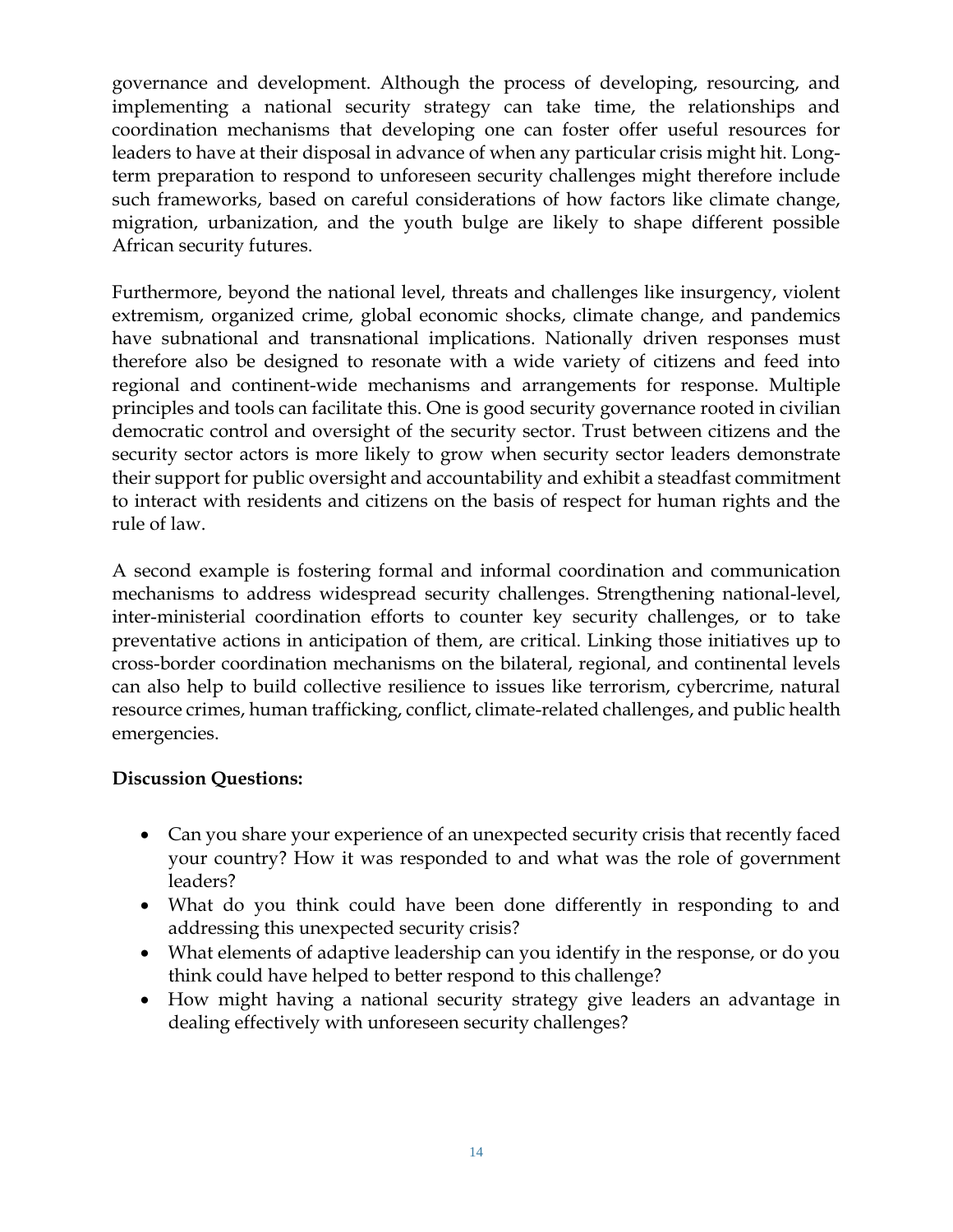governance and development. Although the process of developing, resourcing, and implementing a national security strategy can take time, the relationships and coordination mechanisms that developing one can foster offer useful resources for leaders to have at their disposal in advance of when any particular crisis might hit. Long-term preparation to respond to unforeseen security challenges might therefore include such frameworks, based on careful considerations of how factors like climate change, migration, urbanization, and the youth bulge are likely to shape different possible African security futures.

Furthermore, beyond the national level, threats and challenges like insurgency, violent extremism, organized crime, global economic shocks, climate change, and pandemics have subnational and transnational implications. Nationally driven responses must therefore also be designed to resonate with a wide variety of citizens and feed into regional and continent-wide mechanisms and arrangements for response. Multiple principles and tools can facilitate this. One is good security governance rooted in civilian democratic control and oversight of the security sector. Trust between citizens and the security sector actors is more likely to grow when security sector leaders demonstrate their support for public oversight and accountability and exhibit a steadfast commitment to interact with residents and citizens on the basis of respect for human rights and the rule of law.

A second example is fostering formal and informal coordination and communication mechanisms to address widespread security challenges. Strengthening national-level, inter-ministerial coordination efforts to counter key security challenges, or to take preventative actions in anticipation of them, are critical. Linking those initiatives up to cross-border coordination mechanisms on the bilateral, regional, and continental levels can also help to build collective resilience to issues like terrorism, cybercrime, natural resource crimes, human trafficking, conflict, climate-related challenges, and public health emergencies.

**Discussion Questions:**

- Can you share your experience of an unexpected security crisis that recently faced your country? How it was responded to and what was the role of government leaders?
- What do you think could have been done differently in responding to and addressing this unexpected security crisis?
- What elements of adaptive leadership can you identify in the response, or do you think could have helped to better respond to this challenge?
- How might having a national security strategy give leaders an advantage in dealing effectively with unforeseen security challenges?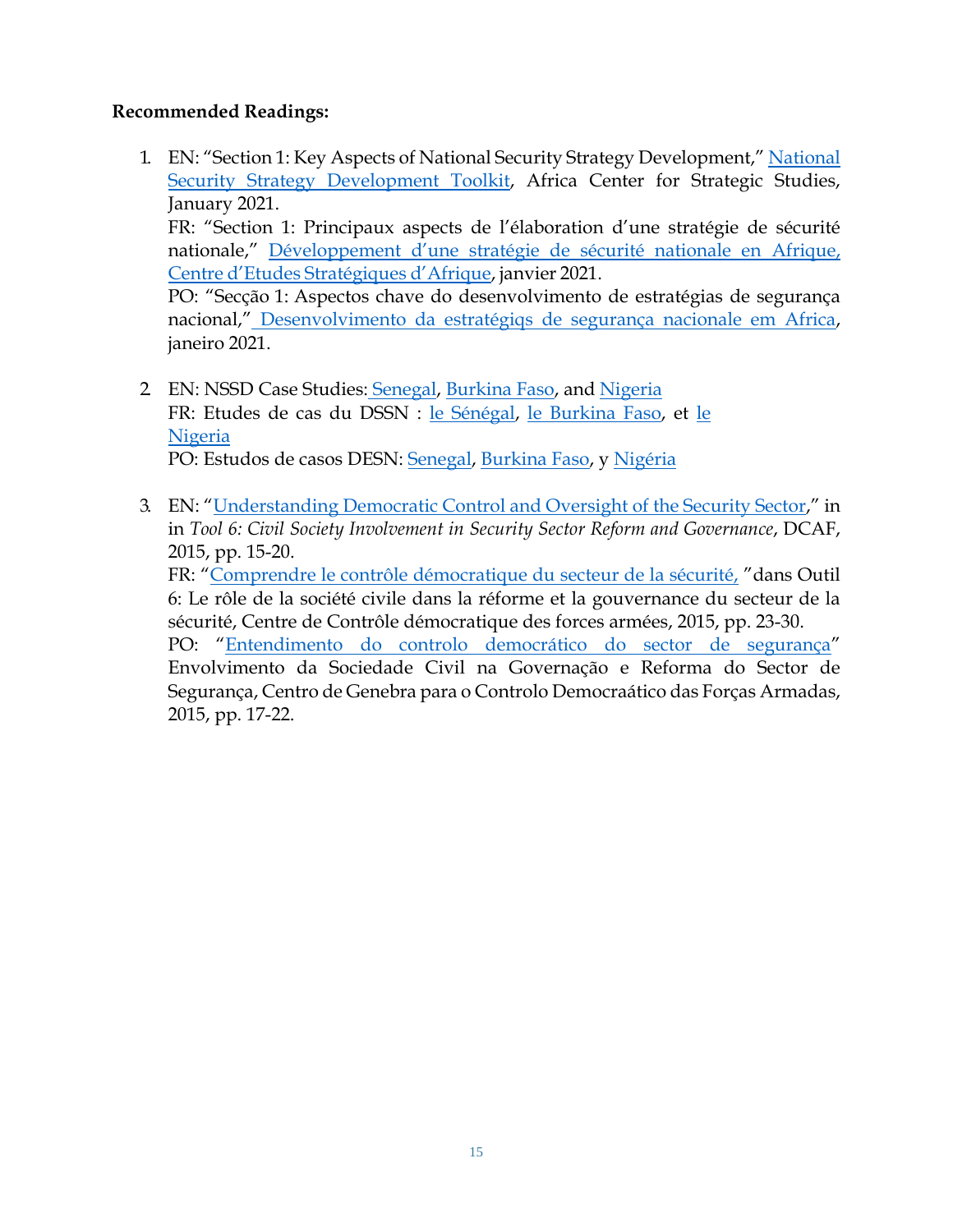**Recommended Readings:**

1. EN: "Section 1: Key Aspects of National Security Strategy Development," National Security Strategy Development Toolkit, Africa Center for Strategic Studies, January 2021.
   FR: "Section 1: Principaux aspects de l'élaboration d'une stratégie de sécurité nationale," Développement d'une stratégie de sécurité nationale en Afrique, Centre d'Etudes Stratégiques d'Afrique, janvier 2021.
   PO: "Secção 1: Aspectos chave do desenvolvimento de estratégias de segurança nacional," Desenvolvimento da estratégiqs de segurança nacionale em Africa, janeiro 2021.

2. EN: NSSD Case Studies: Senegal, Burkina Faso, and Nigeria
   FR: Etudes de cas du DSSN : le Sénégal, le Burkina Faso, et le Nigeria
   PO: Estudos de casos DESN: Senegal, Burkina Faso, y Nigéria

3. EN: "Understanding Democratic Control and Oversight of the Security Sector," in in *Tool 6: Civil Society Involvement in Security Sector Reform and Governance*, DCAF, 2015, pp. 15-20.
   FR: "Comprendre le contrôle démocratique du secteur de la sécurité, "dans Outil 6: Le rôle de la société civile dans la réforme et la gouvernance du secteur de la sécurité, Centre de Contrôle démocratique des forces armées, 2015, pp. 23-30.
   PO: "Entendimento do controlo democrático do sector de segurança" Envolvimento da Sociedade Civil na Governação e Reforma do Sector de Segurança, Centro de Genebra para o Controlo Democraático das Forças Armadas, 2015, pp. 17-22.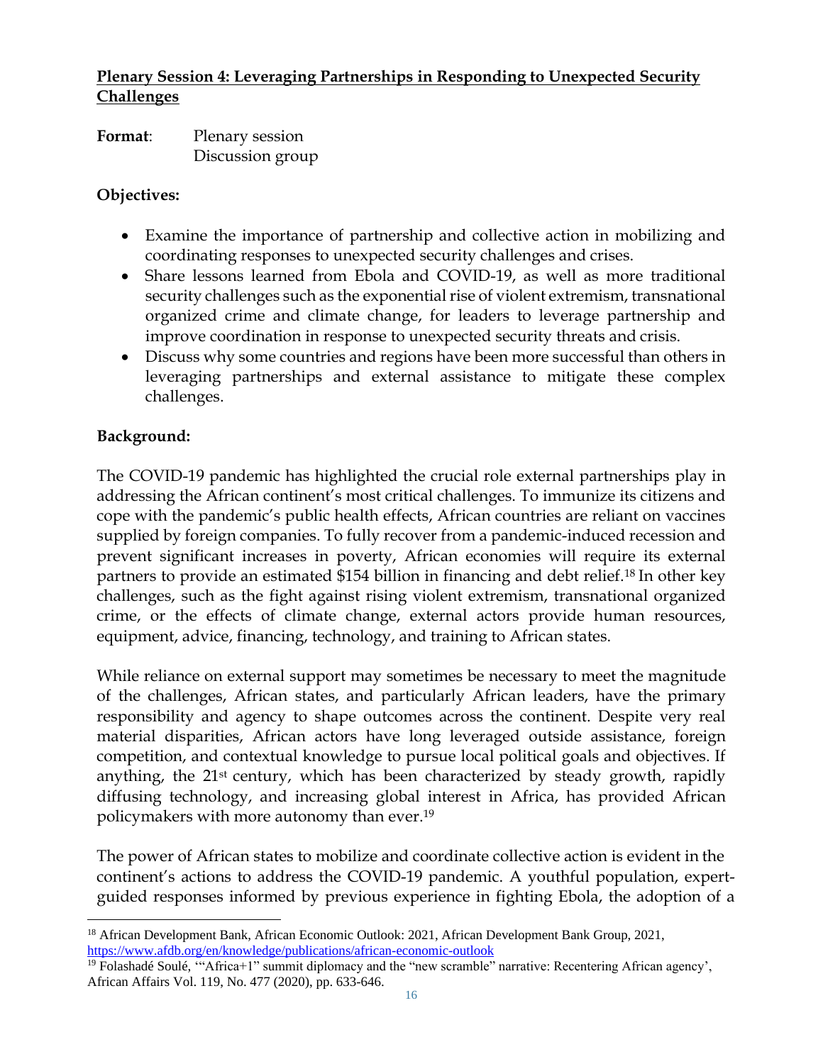**Plenary Session 4: Leveraging Partnerships in Responding to Unexpected Security Challenges**

**Format**: Plenary session
Discussion group

**Objectives:**

- Examine the importance of partnership and collective action in mobilizing and coordinating responses to unexpected security challenges and crises.
- Share lessons learned from Ebola and COVID-19, as well as more traditional security challenges such as the exponential rise of violent extremism, transnational organized crime and climate change, for leaders to leverage partnership and improve coordination in response to unexpected security threats and crisis.
- Discuss why some countries and regions have been more successful than others in leveraging partnerships and external assistance to mitigate these complex challenges.

**Background:**

The COVID-19 pandemic has highlighted the crucial role external partnerships play in addressing the African continent's most critical challenges. To immunize its citizens and cope with the pandemic's public health effects, African countries are reliant on vaccines supplied by foreign companies. To fully recover from a pandemic-induced recession and prevent significant increases in poverty, African economies will require its external partners to provide an estimated $154 billion in financing and debt relief.[18] In other key challenges, such as the fight against rising violent extremism, transnational organized crime, or the effects of climate change, external actors provide human resources, equipment, advice, financing, technology, and training to African states.

While reliance on external support may sometimes be necessary to meet the magnitude of the challenges, African states, and particularly African leaders, have the primary responsibility and agency to shape outcomes across the continent. Despite very real material disparities, African actors have long leveraged outside assistance, foreign competition, and contextual knowledge to pursue local political goals and objectives. If anything, the 21st century, which has been characterized by steady growth, rapidly diffusing technology, and increasing global interest in Africa, has provided African policymakers with more autonomy than ever.[19]

The power of African states to mobilize and coordinate collective action is evident in the continent's actions to address the COVID-19 pandemic. A youthful population, expert-guided responses informed by previous experience in fighting Ebola, the adoption of a

---

[18] African Development Bank, African Economic Outlook: 2021, African Development Bank Group, 2021, https://www.afdb.org/en/knowledge/publications/african-economic-outlook

[19] Folashadé Soulé, '"Africa+1" summit diplomacy and the "new scramble" narrative: Recentering African agency', African Affairs Vol. 119, No. 477 (2020), pp. 633-646.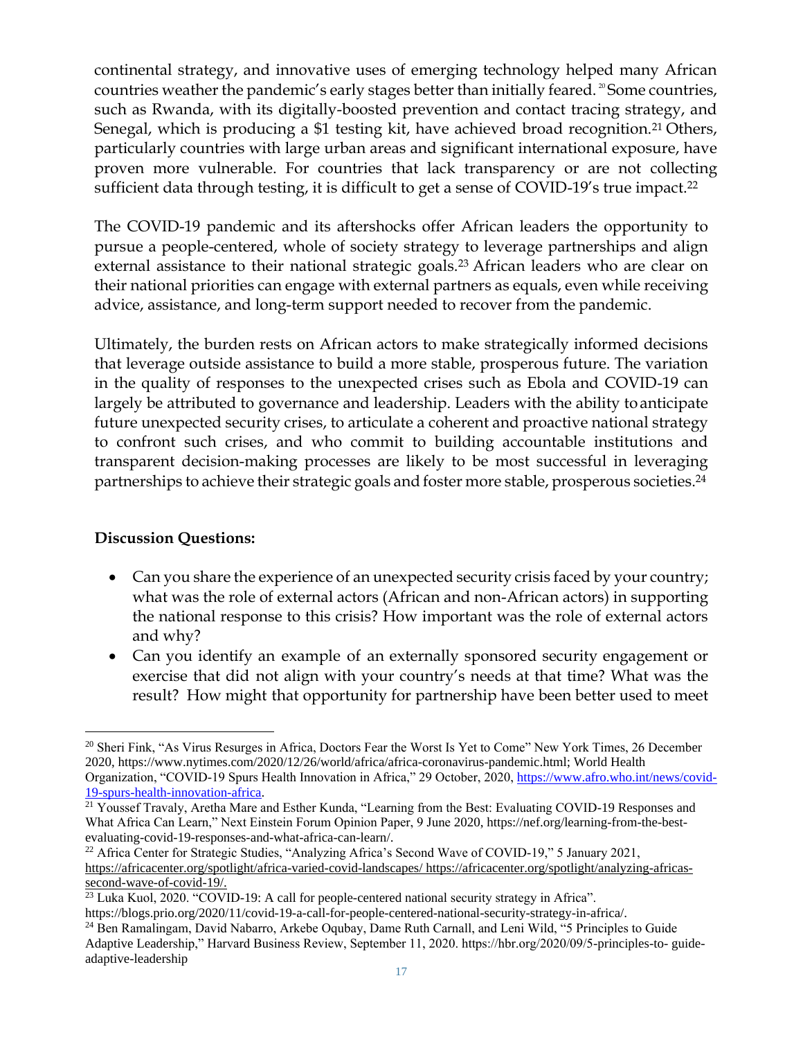continental strategy, and innovative uses of emerging technology helped many African countries weather the pandemic's early stages better than initially feared.[20] Some countries, such as Rwanda, with its digitally-boosted prevention and contact tracing strategy, and Senegal, which is producing a $1 testing kit, have achieved broad recognition.[21] Others, particularly countries with large urban areas and significant international exposure, have proven more vulnerable. For countries that lack transparency or are not collecting sufficient data through testing, it is difficult to get a sense of COVID-19's true impact.[22]

The COVID-19 pandemic and its aftershocks offer African leaders the opportunity to pursue a people-centered, whole of society strategy to leverage partnerships and align external assistance to their national strategic goals.[23] African leaders who are clear on their national priorities can engage with external partners as equals, even while receiving advice, assistance, and long-term support needed to recover from the pandemic.

Ultimately, the burden rests on African actors to make strategically informed decisions that leverage outside assistance to build a more stable, prosperous future. The variation in the quality of responses to the unexpected crises such as Ebola and COVID-19 can largely be attributed to governance and leadership. Leaders with the ability to anticipate future unexpected security crises, to articulate a coherent and proactive national strategy to confront such crises, and who commit to building accountable institutions and transparent decision-making processes are likely to be most successful in leveraging partnerships to achieve their strategic goals and foster more stable, prosperous societies.[24]

**Discussion Questions:**

- Can you share the experience of an unexpected security crisis faced by your country; what was the role of external actors (African and non-African actors) in supporting the national response to this crisis? How important was the role of external actors and why?
- Can you identify an example of an externally sponsored security engagement or exercise that did not align with your country's needs at that time? What was the result? How might that opportunity for partnership have been better used to meet

---

[20] Sheri Fink, "As Virus Resurges in Africa, Doctors Fear the Worst Is Yet to Come" New York Times, 26 December 2020, https://www.nytimes.com/2020/12/26/world/africa/africa-coronavirus-pandemic.html; World Health Organization, "COVID-19 Spurs Health Innovation in Africa," 29 October, 2020, https://www.afro.who.int/news/covid-19-spurs-health-innovation-africa.

[21] Youssef Travaly, Aretha Mare and Esther Kunda, "Learning from the Best: Evaluating COVID-19 Responses and What Africa Can Learn," Next Einstein Forum Opinion Paper, 9 June 2020, https://nef.org/learning-from-the-best-evaluating-covid-19-responses-and-what-africa-can-learn/.

[22] Africa Center for Strategic Studies, "Analyzing Africa's Second Wave of COVID-19," 5 January 2021, https://africacenter.org/spotlight/africa-varied-covid-landscapes/ https://africacenter.org/spotlight/analyzing-africas-second-wave-of-covid-19/.

[23] Luka Kuol, 2020. "COVID-19: A call for people-centered national security strategy in Africa". https://blogs.prio.org/2020/11/covid-19-a-call-for-people-centered-national-security-strategy-in-africa/.

[24] Ben Ramalingam, David Nabarro, Arkebe Oqubay, Dame Ruth Carnall, and Leni Wild, "5 Principles to Guide Adaptive Leadership," Harvard Business Review, September 11, 2020. https://hbr.org/2020/09/5-principles-to- guide-adaptive-leadership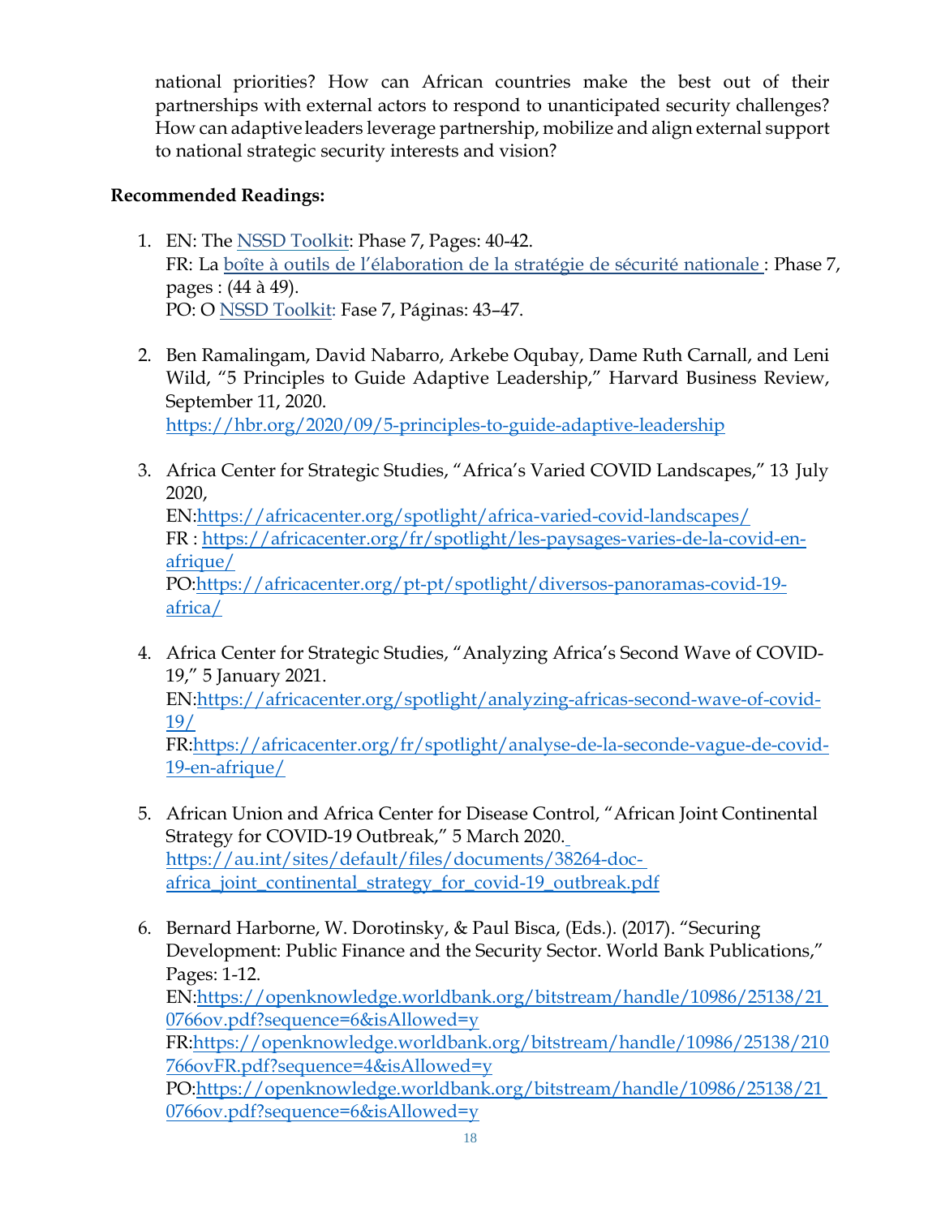national priorities? How can African countries make the best out of their partnerships with external actors to respond to unanticipated security challenges? How can adaptive leaders leverage partnership, mobilize and align external support to national strategic security interests and vision?

**Recommended Readings:**

1. EN: The NSSD Toolkit: Phase 7, Pages: 40-42.
   FR: La boîte à outils de l'élaboration de la stratégie de sécurité nationale : Phase 7, pages : (44 à 49).
   PO: O NSSD Toolkit: Fase 7, Páginas: 43–47.

2. Ben Ramalingam, David Nabarro, Arkebe Oqubay, Dame Ruth Carnall, and Leni Wild, "5 Principles to Guide Adaptive Leadership," Harvard Business Review, September 11, 2020.
   https://hbr.org/2020/09/5-principles-to-guide-adaptive-leadership

3. Africa Center for Strategic Studies, "Africa's Varied COVID Landscapes," 13 July 2020,
   EN:https://africacenter.org/spotlight/africa-varied-covid-landscapes/
   FR : https://africacenter.org/fr/spotlight/les-paysages-varies-de-la-covid-en-afrique/
   PO:https://africacenter.org/pt-pt/spotlight/diversos-panoramas-covid-19-africa/

4. Africa Center for Strategic Studies, "Analyzing Africa's Second Wave of COVID-19," 5 January 2021.
   EN:https://africacenter.org/spotlight/analyzing-africas-second-wave-of-covid-19/
   FR:https://africacenter.org/fr/spotlight/analyse-de-la-seconde-vague-de-covid-19-en-afrique/

5. African Union and Africa Center for Disease Control, "African Joint Continental Strategy for COVID-19 Outbreak," 5 March 2020.
   https://au.int/sites/default/files/documents/38264-doc-africa_joint_continental_strategy_for_covid-19_outbreak.pdf

6. Bernard Harborne, W. Dorotinsky, & Paul Bisca, (Eds.). (2017). "Securing Development: Public Finance and the Security Sector. World Bank Publications," Pages: 1-12.
   EN:https://openknowledge.worldbank.org/bitstream/handle/10986/25138/210766ov.pdf?sequence=6&isAllowed=y
   FR:https://openknowledge.worldbank.org/bitstream/handle/10986/25138/210766ovFR.pdf?sequence=4&isAllowed=y
   PO:https://openknowledge.worldbank.org/bitstream/handle/10986/25138/210766ov.pdf?sequence=6&isAllowed=y